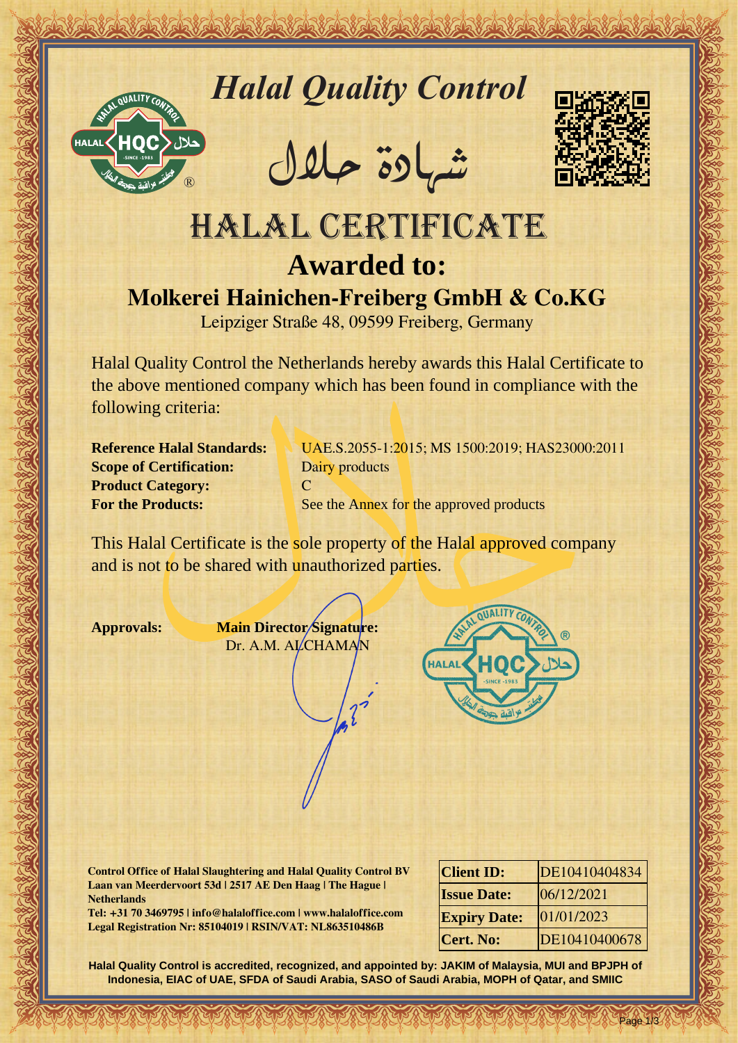# *Halal Quality Control*

## شهادة حلال

# HALAL CERTIFICATE

## Awarded to:

## Molkerei Hainichen-Freiberg GmbH & Co.KG

Leipziger Straße 48, 09599 Freiberg, Germany

Halal Quality Control the Netherlands hereby awards this Halal Certificate to the above mentioned company which has been found in compliance with the following criteria:

**Reference Halal Standards:** UAE.S.2055-1:2015; MS 1500:2019; HAS23000:2011
**Scope of Certification:** Dairy products
**Product Category:** C
**For the Products:** See the Annex for the approved products

This Halal Certificate is the sole property of the Halal approved company and is not to be shared with unauthorized parties.

**Approvals:** **Main Director Signature:**
Dr. A.M. ALCHAMAN

**Control Office of Halal Slaughtering and Halal Quality Control BV**
**Laan van Meerdervoort 53d | 2517 AE Den Haag | The Hague | Netherlands**
**Tel: +31 70 3469795 | info@halaloffice.com | www.halaloffice.com**
**Legal Registration Nr: 85104019 | RSIN/VAT: NL863510486B**

| | |
|---|---|
| **Client ID:** | DE10410404834 |
| **Issue Date:** | 06/12/2021 |
| **Expiry Date:** | 01/01/2023 |
| **Cert. No:** | DE10410400678 |

**Halal Quality Control is accredited, recognized, and appointed by: JAKIM of Malaysia, MUI and BPJPH of Indonesia, EIAC of UAE, SFDA of Saudi Arabia, SASO of Saudi Arabia, MOPH of Qatar, and SMIIC**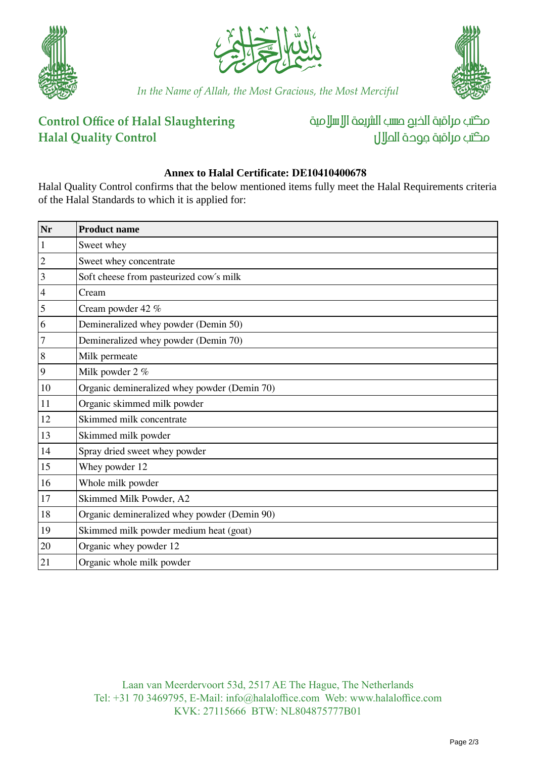In the Name of Allah, the Most Gracious, the Most Merciful

**Control Office of Halal Slaughtering**
**Halal Quality Control**

مكتب مراقبة الذبح حسب الشريعة الإسلامية
مكتب مراقبة جودة الحلال

### Annex to Halal Certificate: DE10410400678

Halal Quality Control confirms that the below mentioned items fully meet the Halal Requirements criteria of the Halal Standards to which it is applied for:

| Nr | Product name |
|---|---|
| 1 | Sweet whey |
| 2 | Sweet whey concentrate |
| 3 | Soft cheese from pasteurized cow´s milk |
| 4 | Cream |
| 5 | Cream powder 42 % |
| 6 | Demineralized whey powder (Demin 50) |
| 7 | Demineralized whey powder (Demin 70) |
| 8 | Milk permeate |
| 9 | Milk powder 2 % |
| 10 | Organic demineralized whey powder (Demin 70) |
| 11 | Organic skimmed milk powder |
| 12 | Skimmed milk concentrate |
| 13 | Skimmed milk powder |
| 14 | Spray dried sweet whey powder |
| 15 | Whey powder 12 |
| 16 | Whole milk powder |
| 17 | Skimmed Milk Powder, A2 |
| 18 | Organic demineralized whey powder (Demin 90) |
| 19 | Skimmed milk powder medium heat (goat) |
| 20 | Organic whey powder 12 |
| 21 | Organic whole milk powder |

Laan van Meerdervoort 53d, 2517 AE The Hague, The Netherlands
Tel: +31 70 3469795, E-Mail: info@halaloffice.com Web: www.halaloffice.com
KVK: 27115666 BTW: NL804875777B01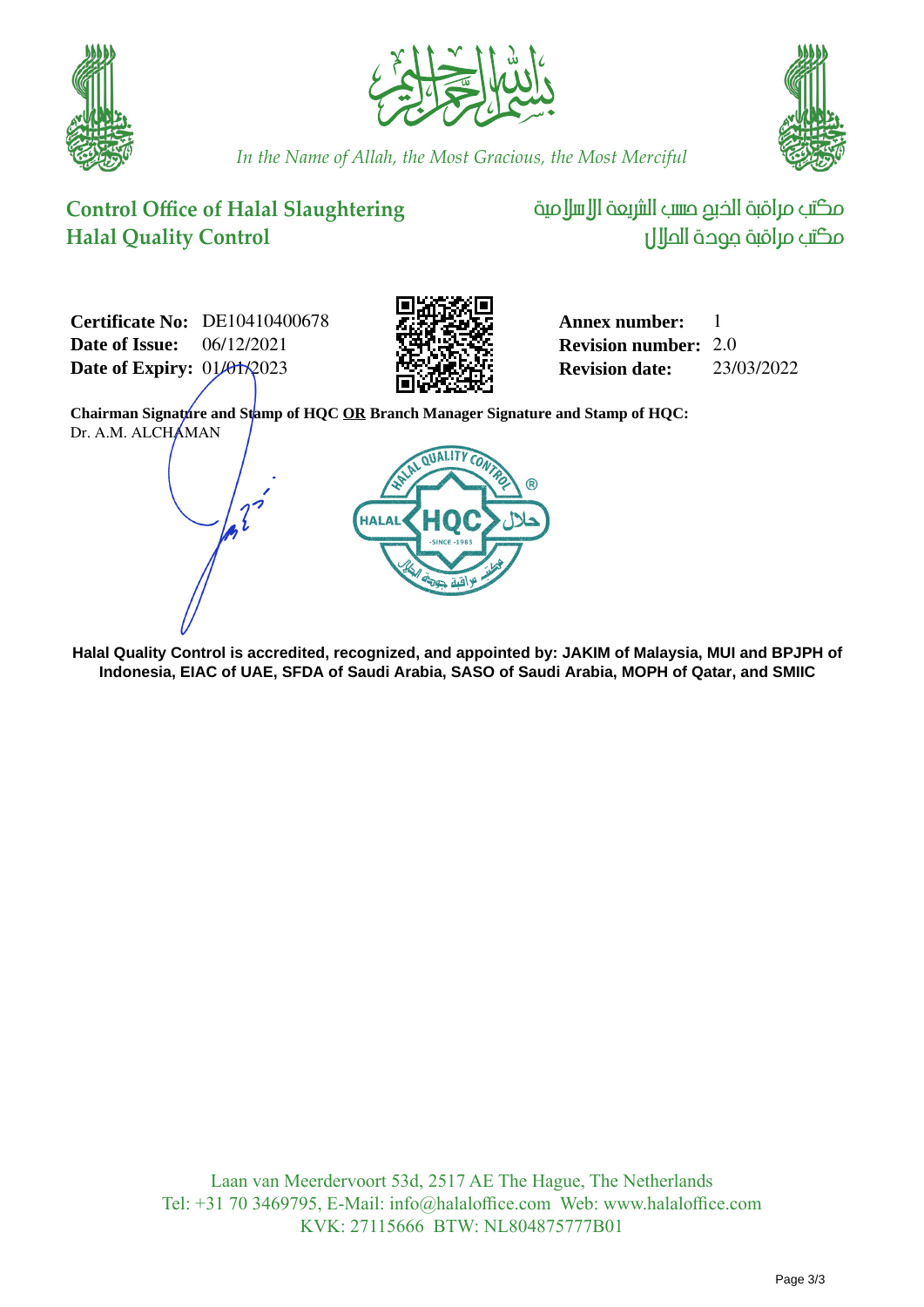*In the Name of Allah, the Most Gracious, the Most Merciful*

**Control Office of Halal Slaughtering**
**Halal Quality Control**

مكتب مراقبة الذبح حسب الشريعة الإسلامية
مكتب مراقبة جودة الحلال

**Certificate No:** DE10410400678
**Date of Issue:** 06/12/2021
**Date of Expiry:** 01/01/2023

**Annex number:** 1
**Revision number:** 2.0
**Revision date:** 23/03/2022

**Chairman Signature and Stamp of HQC <u>OR</u> Branch Manager Signature and Stamp of HQC:**
Dr. A.M. ALCHAMAN

**Halal Quality Control is accredited, recognized, and appointed by: JAKIM of Malaysia, MUI and BPJPH of Indonesia, EIAC of UAE, SFDA of Saudi Arabia, SASO of Saudi Arabia, MOPH of Qatar, and SMIIC**

Laan van Meerdervoort 53d, 2517 AE The Hague, The Netherlands
Tel: +31 70 3469795, E-Mail: info@halaloffice.com Web: www.halaloffice.com
KVK: 27115666 BTW: NL804875777B01